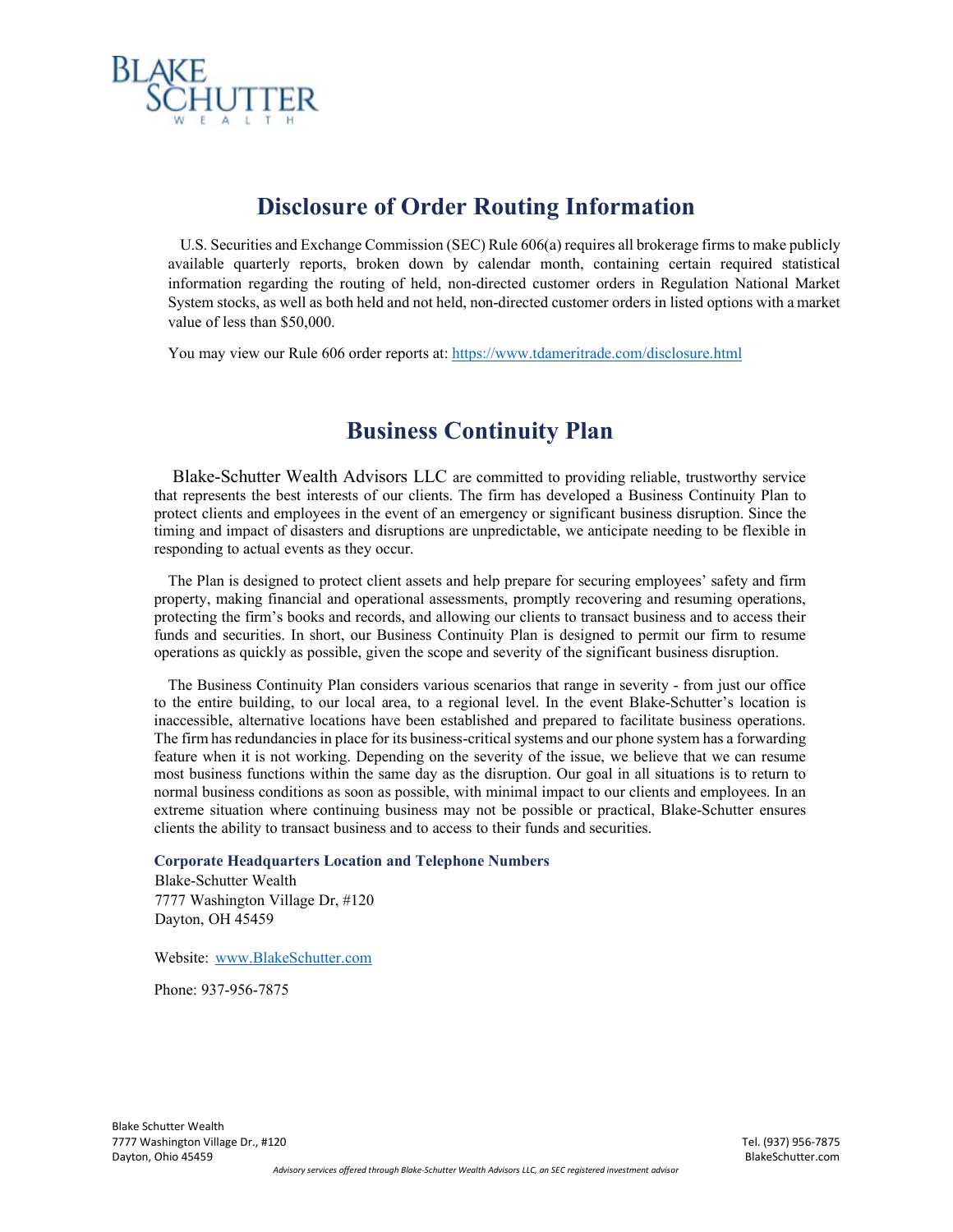# Disclosure of Order Routing Information

U.S. Securities and Exchange Commission (SEC) Rule 606(a) requires all brokerage firms to make publicly available quarterly reports, broken down by calendar month, containing certain required statistical information regarding the routing of held, non-directed customer orders in Regulation National Market System stocks, as well as both held and not held, non-directed customer orders in listed options with a market value of less than $50,000.

You may view our Rule 606 order reports at: https://www.tdameritrade.com/disclosure.html

# Business Continuity Plan

Blake-Schutter Wealth Advisors LLC are committed to providing reliable, trustworthy service that represents the best interests of our clients. The firm has developed a Business Continuity Plan to protect clients and employees in the event of an emergency or significant business disruption. Since the timing and impact of disasters and disruptions are unpredictable, we anticipate needing to be flexible in responding to actual events as they occur.

The Plan is designed to protect client assets and help prepare for securing employees' safety and firm property, making financial and operational assessments, promptly recovering and resuming operations, protecting the firm's books and records, and allowing our clients to transact business and to access their funds and securities. In short, our Business Continuity Plan is designed to permit our firm to resume operations as quickly as possible, given the scope and severity of the significant business disruption.

The Business Continuity Plan considers various scenarios that range in severity - from just our office to the entire building, to our local area, to a regional level. In the event Blake-Schutter's location is inaccessible, alternative locations have been established and prepared to facilitate business operations. The firm has redundancies in place for its business-critical systems and our phone system has a forwarding feature when it is not working. Depending on the severity of the issue, we believe that we can resume most business functions within the same day as the disruption. Our goal in all situations is to return to normal business conditions as soon as possible, with minimal impact to our clients and employees. In an extreme situation where continuing business may not be possible or practical, Blake-Schutter ensures clients the ability to transact business and to access to their funds and securities.

**Corporate Headquarters Location and Telephone Numbers**

Blake-Schutter Wealth
7777 Washington Village Dr, #120
Dayton, OH 45459

Website: www.BlakeSchutter.com

Phone: 937-956-7875

*Advisory services offered through Blake-Schutter Wealth Advisors LLC, an SEC registered investment advisor*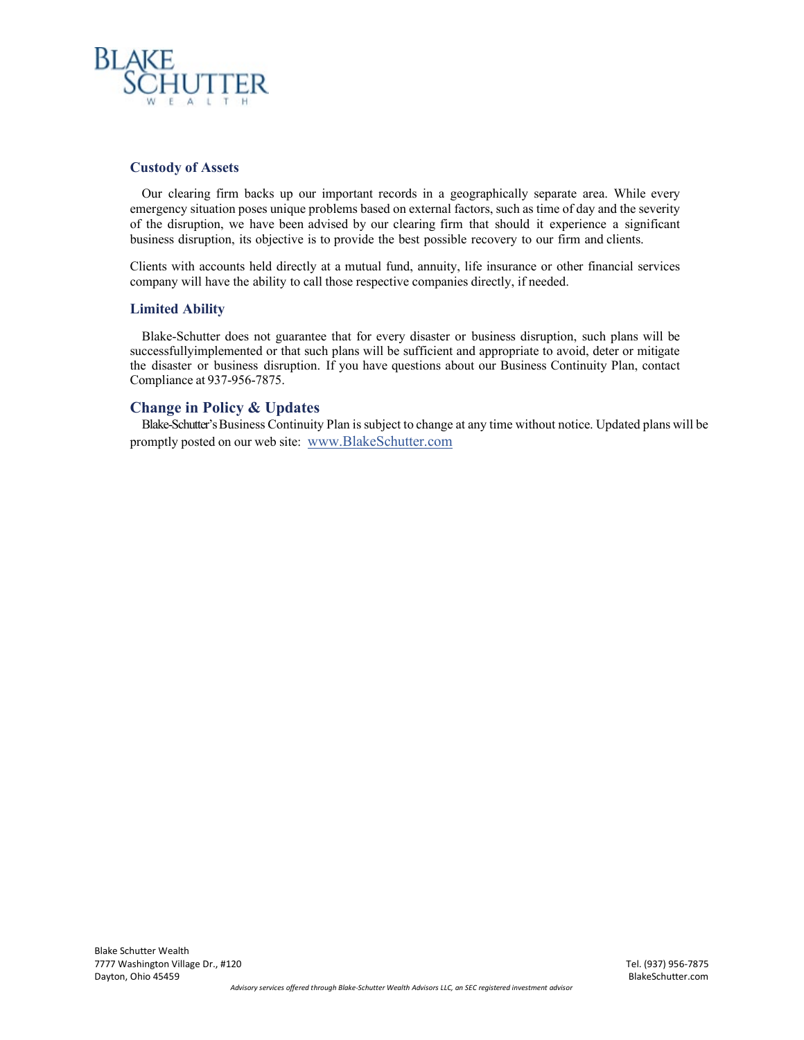## Custody of Assets

Our clearing firm backs up our important records in a geographically separate area. While every emergency situation poses unique problems based on external factors, such as time of day and the severity of the disruption, we have been advised by our clearing firm that should it experience a significant business disruption, its objective is to provide the best possible recovery to our firm and clients.

Clients with accounts held directly at a mutual fund, annuity, life insurance or other financial services company will have the ability to call those respective companies directly, if needed.

## Limited Ability

Blake-Schutter does not guarantee that for every disaster or business disruption, such plans will be successfullyimplemented or that such plans will be sufficient and appropriate to avoid, deter or mitigate the disaster or business disruption. If you have questions about our Business Continuity Plan, contact Compliance at 937-956-7875.

## Change in Policy & Updates

Blake-Schutter's Business Continuity Plan is subject to change at any time without notice. Updated plans will be promptly posted on our web site: www.BlakeSchutter.com